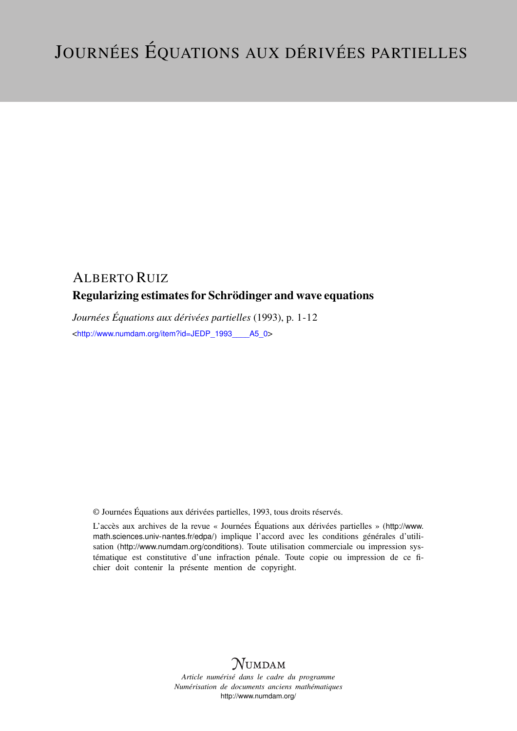# Journées Équations aux dérivées partielles

## Alberto Ruiz

### Regularizing estimates for Schrödinger and wave equations

*Journées Équations aux dérivées partielles* (1993), p. 1-12

<http://www.numdam.org/item?id=JEDP_1993____A5_0>

© Journées Équations aux dérivées partielles, 1993, tous droits réservés.

L'accès aux archives de la revue « Journées Équations aux dérivées partielles » (http://www.math.sciences.univ-nantes.fr/edpa/) implique l'accord avec les conditions générales d'utilisation (http://www.numdam.org/conditions). Toute utilisation commerciale ou impression systématique est constitutive d'une infraction pénale. Toute copie ou impression de ce fichier doit contenir la présente mention de copyright.

NUMDAM

*Article numérisé dans le cadre du programme Numérisation de documents anciens mathématiques*

http://www.numdam.org/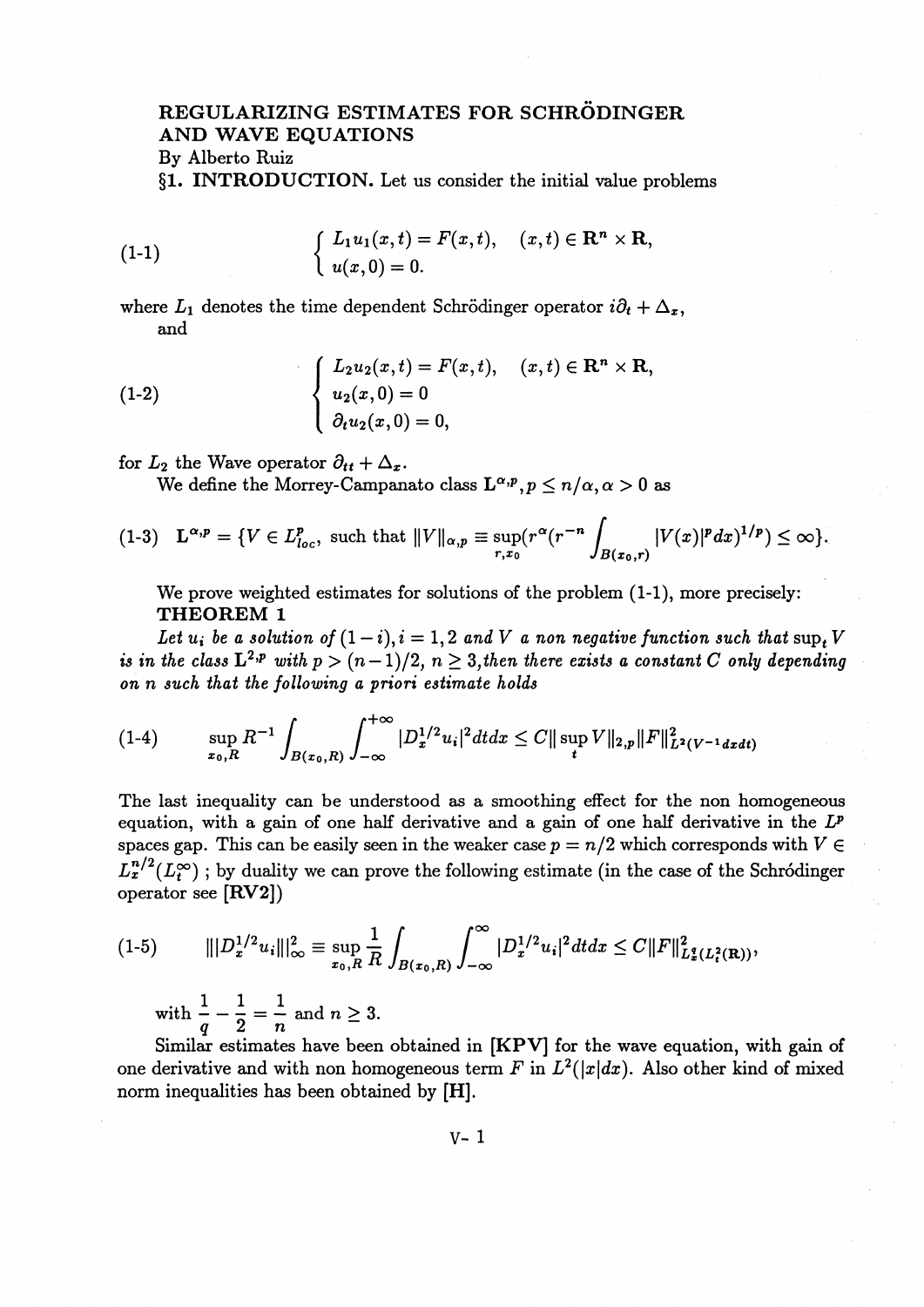**REGULARIZING ESTIMATES FOR SCHRÖDINGER AND WAVE EQUATIONS**

By Alberto Ruiz

**§1. INTRODUCTION.** Let us consider the initial value problems

$$
\text{(1-1)} \qquad \begin{cases} L_1 u_1(x,t) = F(x,t), & (x,t) \in \mathbf{R}^n \times \mathbf{R}, \\ u(x,0) = 0. \end{cases}
$$

where $L_1$ denotes the time dependent Schrödinger operator $i\partial_t + \Delta_x$,

and

$$
\text{(1-2)} \qquad \begin{cases} L_2 u_2(x,t) = F(x,t), & (x,t) \in \mathbf{R}^n \times \mathbf{R}, \\ u_2(x,0) = 0 \\ \partial_t u_2(x,0) = 0, \end{cases}
$$

for $L_2$ the Wave operator $\partial_{tt} + \Delta_x$.

We define the Morrey-Campanato class $\mathbf{L}^{\alpha,p}, p \le n/\alpha, \alpha > 0$ as

$$
\text{(1-3)} \quad \mathbf{L}^{\alpha,p} = \{V \in L^p_{loc}, \text{ such that } \|V\|_{\alpha,p} \equiv \sup_{r,x_0} (r^\alpha (r^{-n} \int_{B(x_0,r)} |V(x)|^p dx)^{1/p}) \le \infty\}.
$$

We prove weighted estimates for solutions of the problem (1-1), more precisely:

**THEOREM 1**

*Let $u_i$ be a solution of $(1-i), i = 1,2$ and $V$ a non negative function such that $\sup_t V$ is in the class $\mathbf{L}^{2,p}$ with $p > (n-1)/2$, $n \ge 3$, then there exists a constant $C$ only depending on $n$ such that the following a priori estimate holds*

$$
\text{(1-4)} \qquad \sup_{x_0,R} R^{-1} \int_{B(x_0,R)} \int_{-\infty}^{+\infty} |D_x^{1/2} u_i|^2 dt dx \le C \|\sup_t V\|_{2,p} \|F\|^2_{L^2(V^{-1} dx dt)}
$$

The last inequality can be understood as a smoothing effect for the non homogeneous equation, with a gain of one half derivative and a gain of one half derivative in the $L^p$ spaces gap. This can be easily seen in the weaker case $p = n/2$ which corresponds with $V \in L_x^{n/2}(L_t^\infty)$ ; by duality we can prove the following estimate (in the case of the Schrödinger operator see **[RV2]**)

$$
\text{(1-5)} \qquad |||D_x^{1/2} u_i|||^2_\infty \equiv \sup_{x_0,R} \frac{1}{R} \int_{B(x_0,R)} \int_{-\infty}^{\infty} |D_x^{1/2} u_i|^2 dt dx \le C \|F\|^2_{L^q_x(L^2_t(\mathbf{R}))},
$$

with $\dfrac{1}{q} - \dfrac{1}{2} = \dfrac{1}{n}$ and $n \ge 3$.

Similar estimates have been obtained in **[KPV]** for the wave equation, with gain of one derivative and with non homogeneous term $F$ in $L^2(|x|dx)$. Also other kind of mixed norm inequalities has been obtained by **[H]**.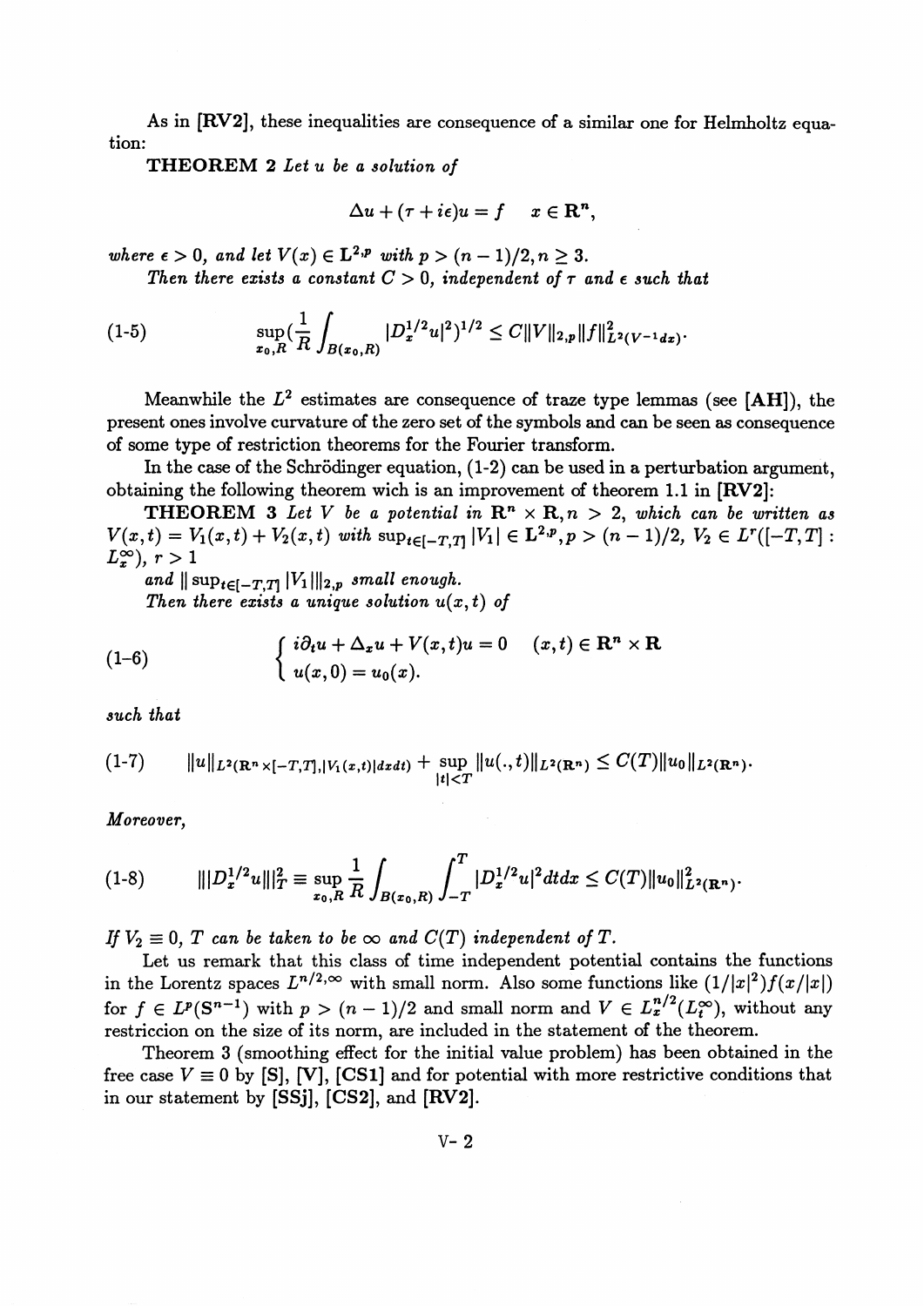As in **[RV2]**, these inequalities are consequence of a similar one for Helmholtz equation:

**THEOREM 2** *Let $u$ be a solution of*

$$\Delta u + (\tau + i\epsilon)u = f \quad x \in \mathbf{R}^n,$$

*where $\epsilon > 0$, and let $V(x) \in \mathbf{L}^{2,p}$ with $p > (n-1)/2, n \geq 3$.*

*Then there exists a constant $C > 0$, independent of $\tau$ and $\epsilon$ such that*

$$\sup_{x_0,R} \left(\frac{1}{R}\int_{B(x_0,R)} |D_x^{1/2}u|^2\right)^{1/2} \leq C\|V\|_{2,p}\|f\|^2_{L^2(V^{-1}dx)}. \tag{1-5}$$

Meanwhile the $L^2$ estimates are consequence of traze type lemmas (see **[AH]**), the present ones involve curvature of the zero set of the symbols and can be seen as consequence of some type of restriction theorems for the Fourier transform.

In the case of the Schrödinger equation, (1-2) can be used in a perturbation argument, obtaining the following theorem wich is an improvement of theorem 1.1 in **[RV2]**:

**THEOREM 3** *Let $V$ be a potential in $\mathbf{R}^n \times \mathbf{R}, n > 2$, which can be written as $V(x,t) = V_1(x,t) + V_2(x,t)$ with $\sup_{t\in[-T,T]} |V_1| \in \mathbf{L}^{2,p}, p > (n-1)/2$, $V_2 \in L^r([-T,T] : L_x^\infty)$, $r > 1$*

*and $\| \sup_{t\in[-T,T]} |V_1| \|_{2,p}$ small enough.*

*Then there exists a unique solution $u(x,t)$ of*

$$\begin{cases} i\partial_t u + \Delta_x u + V(x,t)u = 0 & (x,t) \in \mathbf{R}^n \times \mathbf{R} \\ u(x,0) = u_0(x). \end{cases} \tag{1-6}$$

*such that*

$$\|u\|_{L^2(\mathbf{R}^n\times[-T,T],|V_1(x,t)|dxdt)} + \sup_{|t|<T} \|u(.,t)\|_{L^2(\mathbf{R}^n)} \leq C(T)\|u_0\|_{L^2(\mathbf{R}^n)}. \tag{1-7}$$

*Moreover,*

$$|||D_x^{1/2}u|||_T^2 \equiv \sup_{x_0,R} \frac{1}{R}\int_{B(x_0,R)}\int_{-T}^{T} |D_x^{1/2}u|^2 dtdx \leq C(T)\|u_0\|^2_{L^2(\mathbf{R}^n)}. \tag{1-8}$$

*If $V_2 \equiv 0$, $T$ can be taken to be $\infty$ and $C(T)$ independent of $T$.*

Let us remark that this class of time independent potential contains the functions in the Lorentz spaces $L^{n/2,\infty}$ with small norm. Also some functions like $(1/|x|^2)f(x/|x|)$ for $f \in L^p(\mathbf{S}^{n-1})$ with $p > (n-1)/2$ and small norm and $V \in L_x^{n/2}(L_t^\infty)$, without any restriccion on the size of its norm, are included in the statement of the theorem.

Theorem 3 (smoothing effect for the initial value problem) has been obtained in the free case $V \equiv 0$ by **[S]**, **[V]**, **[CS1]** and for potential with more restrictive conditions that in our statement by **[SSj]**, **[CS2]**, and **[RV2]**.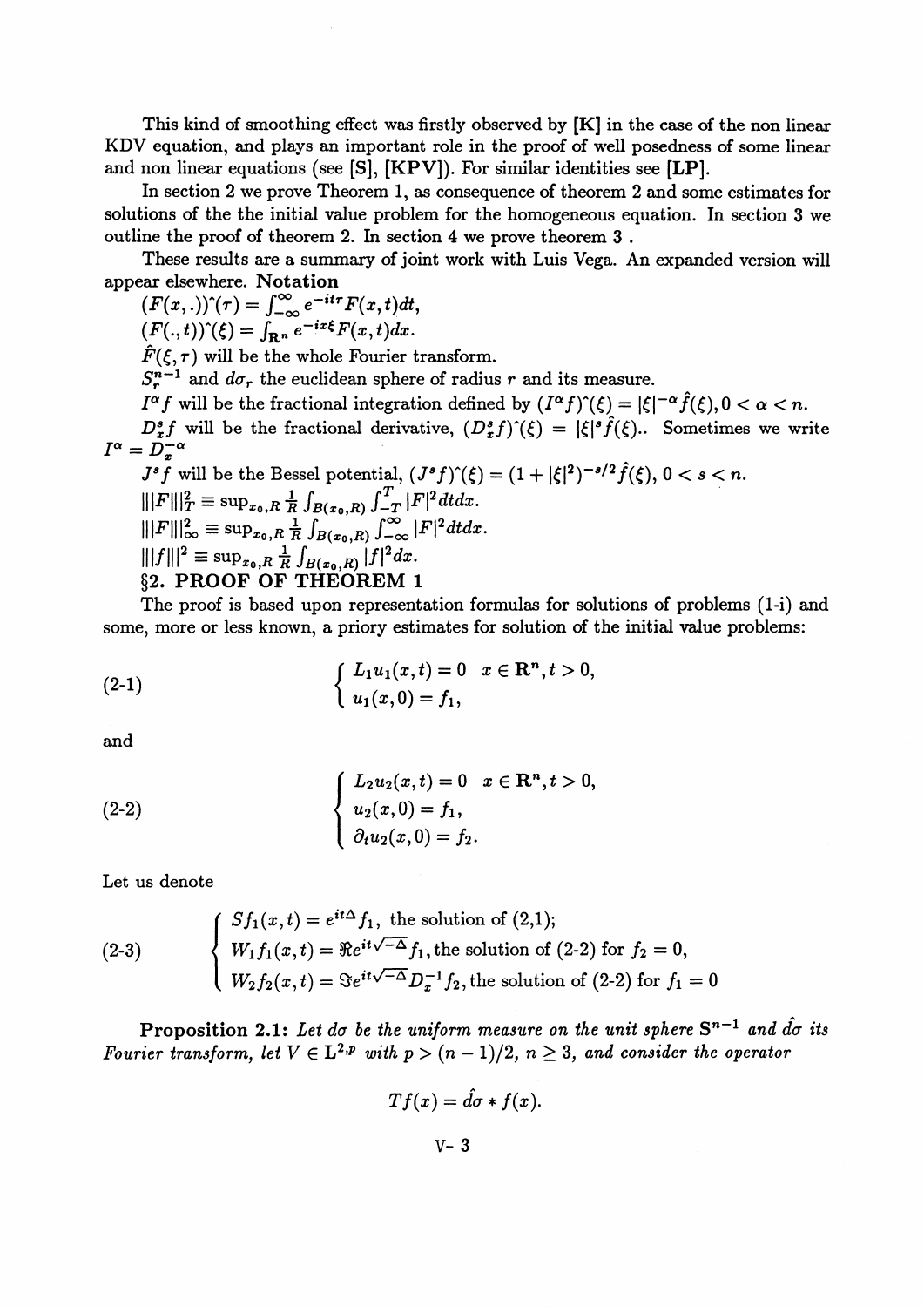This kind of smoothing effect was firstly observed by **[K]** in the case of the non linear KDV equation, and plays an important role in the proof of well posedness of some linear and non linear equations (see **[S]**, **[KPV]**). For similar identities see **[LP]**.

In section 2 we prove Theorem 1, as consequence of theorem 2 and some estimates for solutions of the the initial value problem for the homogeneous equation. In section 3 we outline the proof of theorem 2. In section 4 we prove theorem 3 .

These results are a summary of joint work with Luis Vega. An expanded version will appear elsewhere. **Notation**

$(F(x,.))\hat{}(\tau) = \int_{-\infty}^{\infty} e^{-it\tau} F(x,t)dt$,

$(F(.,t))\hat{}(\xi) = \int_{\mathbf{R}^n} e^{-ix\xi} F(x,t)dx$.

$\hat{F}(\xi,\tau)$ will be the whole Fourier transform.

$S_r^{n-1}$ and $d\sigma_r$ the euclidean sphere of radius $r$ and its measure.

$I^\alpha f$ will be the fractional integration defined by $(I^\alpha f)\hat{}(\xi) = |\xi|^{-\alpha}\hat{f}(\xi), 0 < \alpha < n$.

$D_x^s f$ will be the fractional derivative, $(D_x^s f)\hat{}(\xi) = |\xi|^s \hat{f}(\xi)$.. Sometimes we write $I^\alpha = D_x^{-\alpha}$

$J^s f$ will be the Bessel potential, $(J^s f)\hat{}(\xi) = (1+|\xi|^2)^{-s/2}\hat{f}(\xi)$, $0 < s < n$.

$|||F|||_T^2 \equiv \sup_{x_0,R} \frac{1}{R}\int_{B(x_0,R)}\int_{-T}^{T} |F|^2 dtdx$.

$|||F|||_\infty^2 \equiv \sup_{x_0,R} \frac{1}{R}\int_{B(x_0,R)}\int_{-\infty}^{\infty} |F|^2 dtdx$.

$|||f|||^2 \equiv \sup_{x_0,R} \frac{1}{R}\int_{B(x_0,R)} |f|^2 dx$.

## §2. PROOF OF THEOREM 1

The proof is based upon representation formulas for solutions of problems (1-i) and some, more or less known, a priory estimates for solution of the initial value problems:

$$\text{(2-1)} \qquad \begin{cases} L_1 u_1(x,t) = 0 & x \in \mathbf{R}^n, t > 0, \\ u_1(x,0) = f_1, \end{cases}$$

and

$$\text{(2-2)} \qquad \begin{cases} L_2 u_2(x,t) = 0 & x \in \mathbf{R}^n, t > 0, \\ u_2(x,0) = f_1, \\ \partial_t u_2(x,0) = f_2. \end{cases}$$

Let us denote

$$\text{(2-3)} \qquad \begin{cases} Sf_1(x,t) = e^{it\Delta} f_1, \text{ the solution of (2,1);} \\ W_1 f_1(x,t) = \Re e^{it\sqrt{-\Delta}} f_1, \text{the solution of (2-2) for } f_2 = 0, \\ W_2 f_2(x,t) = \Im e^{it\sqrt{-\Delta}} D_x^{-1} f_2, \text{the solution of (2-2) for } f_1 = 0 \end{cases}$$

**Proposition 2.1:** *Let $d\sigma$ be the uniform measure on the unit sphere $\mathbf{S}^{n-1}$ and $\hat{d\sigma}$ its Fourier transform, let $V \in \mathbf{L}^{2,p}$ with $p > (n-1)/2$, $n \geq 3$, and consider the operator*

$$Tf(x) = \hat{d\sigma} * f(x).$$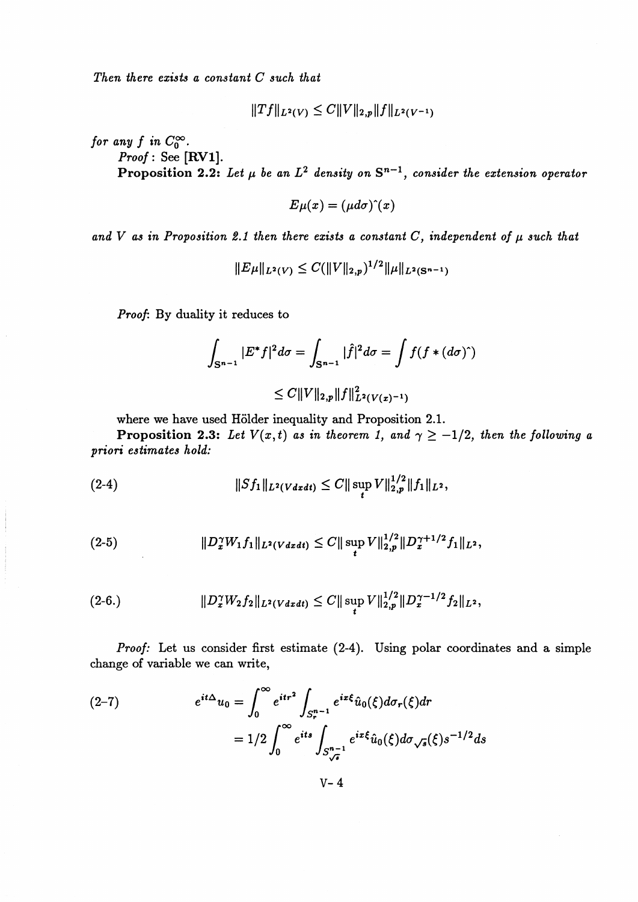*Then there exists a constant $C$ such that*

$$\|Tf\|_{L^2(V)} \leq C\|V\|_{2,p}\|f\|_{L^2(V^{-1})}$$

*for any $f$ in $C_0^\infty$.*

*Proof*: See [RV1].

**Proposition 2.2:** *Let $\mu$ be an $L^2$ density on $\mathrm{S}^{n-1}$, consider the extension operator*

$$E\mu(x) = (\mu d\sigma)\hat{}(x)$$

*and $V$ as in Proposition 2.1 then there exists a constant $C$, independent of $\mu$ such that*

$$\|E\mu\|_{L^2(V)} \leq C(\|V\|_{2,p})^{1/2}\|\mu\|_{L^2(\mathrm{S}^{n-1})}$$

*Proof*: By duality it reduces to

$$\int_{\mathrm{S}^{n-1}} |E^* f|^2 d\sigma = \int_{\mathrm{S}^{n-1}} |\hat{f}|^2 d\sigma = \int f(f * (d\sigma)\hat{})$$

$$\leq C\|V\|_{2,p}\|f\|^2_{L^2(V(x)^{-1})}$$

where we have used Hölder inequality and Proposition 2.1.

**Proposition 2.3:** *Let $V(x,t)$ as in theorem 1, and $\gamma \geq -1/2$, then the following a priori estimates hold:*

$$\|Sf_1\|_{L^2(Vdxdt)} \leq C\|\sup_t V\|_{2,p}^{1/2}\|f_1\|_{L^2}, \tag{2-4}$$

$$\|D_x^\gamma W_1 f_1\|_{L^2(Vdxdt)} \leq C\|\sup_t V\|_{2,p}^{1/2}\|D_x^{\gamma+1/2} f_1\|_{L^2}, \tag{2-5}$$

$$\|D_x^\gamma W_2 f_2\|_{L^2(Vdxdt)} \leq C\|\sup_t V\|_{2,p}^{1/2}\|D_x^{\gamma-1/2} f_2\|_{L^2}, \tag{2-6.}$$

*Proof:* Let us consider first estimate (2-4). Using polar coordinates and a simple change of variable we can write,

$$\begin{aligned} e^{it\Delta}u_0 &= \int_0^\infty e^{itr^2} \int_{S_r^{n-1}} e^{ix\xi}\hat{u}_0(\xi)d\sigma_r(\xi)dr \\ &= 1/2\int_0^\infty e^{its} \int_{S^{n-1}_{\sqrt{s}}} e^{ix\xi}\hat{u}_0(\xi)d\sigma_{\sqrt{s}}(\xi)s^{-1/2}ds \end{aligned} \tag{2-7}$$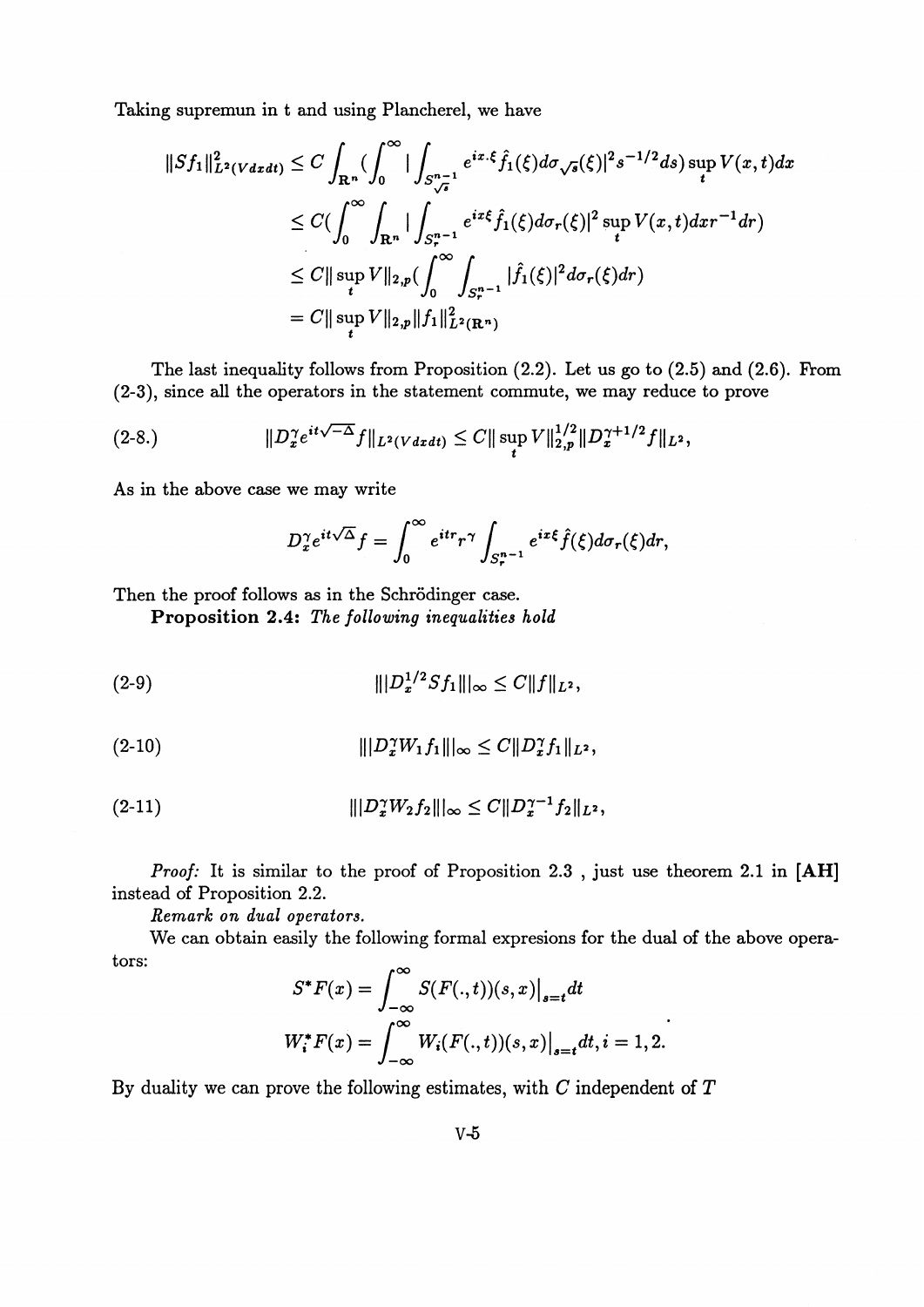Taking supremun in t and using Plancherel, we have

$$
\begin{aligned}
\|Sf_1\|^2_{L^2(Vdxdt)} &\leq C\int_{\mathbf{R}^n}\Big(\int_0^\infty |\int_{S^{n-1}_{\sqrt{s}}} e^{ix.\xi}\hat{f}_1(\xi)d\sigma_{\sqrt{s}}(\xi)|^2 s^{-1/2}ds\Big)\sup_t V(x,t)dx \\
&\leq C\Big(\int_0^\infty\int_{\mathbf{R}^n}|\int_{S^{n-1}_r} e^{ix\xi}\hat{f}_1(\xi)d\sigma_r(\xi)|^2 \sup_t V(x,t)dx r^{-1}dr\Big) \\
&\leq C\|\sup_t V\|_{2,p}\Big(\int_0^\infty\int_{S^{n-1}_r}|\hat{f}_1(\xi)|^2 d\sigma_r(\xi)dr\Big) \\
&= C\|\sup_t V\|_{2,p}\|f_1\|^2_{L^2(\mathbf{R}^n)}
\end{aligned}
$$

The last inequality follows from Proposition (2.2). Let us go to (2.5) and (2.6). From (2-3), since all the operators in the statement commute, we may reduce to prove

$$
\|D_x^\gamma e^{it\sqrt{-\Delta}}f\|_{L^2(Vdxdt)} \leq C\|\sup_t V\|^{1/2}_{2,p}\|D_x^{\gamma+1/2}f\|_{L^2}, \tag{2-8.}
$$

As in the above case we may write

$$
D_x^\gamma e^{it\sqrt{\Delta}}f = \int_0^\infty e^{itr}r^\gamma\int_{S^{n-1}_r} e^{ix\xi}\hat{f}(\xi)d\sigma_r(\xi)dr,
$$

Then the proof follows as in the Schrödinger case.

**Proposition 2.4:** *The following inequalities hold*

$$
|||D_x^{1/2}Sf_1|||_\infty \leq C\|f\|_{L^2}, \tag{2-9}
$$

$$
|||D_x^\gamma W_1 f_1|||_\infty \leq C\|D_x^\gamma f_1\|_{L^2}, \tag{2-10}
$$

$$
|||D_x^\gamma W_2 f_2|||_\infty \leq C\|D_x^{\gamma-1}f_2\|_{L^2}, \tag{2-11}
$$

*Proof:* It is similar to the proof of Proposition 2.3 , just use theorem 2.1 in **[AH]** instead of Proposition 2.2.

*Remark on dual operators.*

We can obtain easily the following formal expresions for the dual of the above operators:

$$
\begin{aligned}
S^*F(x) &= \int_{-\infty}^\infty S(F(.,t))(s,x)\big|_{s=t}dt \\
W_i^*F(x) &= \int_{-\infty}^\infty W_i(F(.,t))(s,x)\big|_{s=t}dt, i=1,2.
\end{aligned}
$$

By duality we can prove the following estimates, with $C$ independent of $T$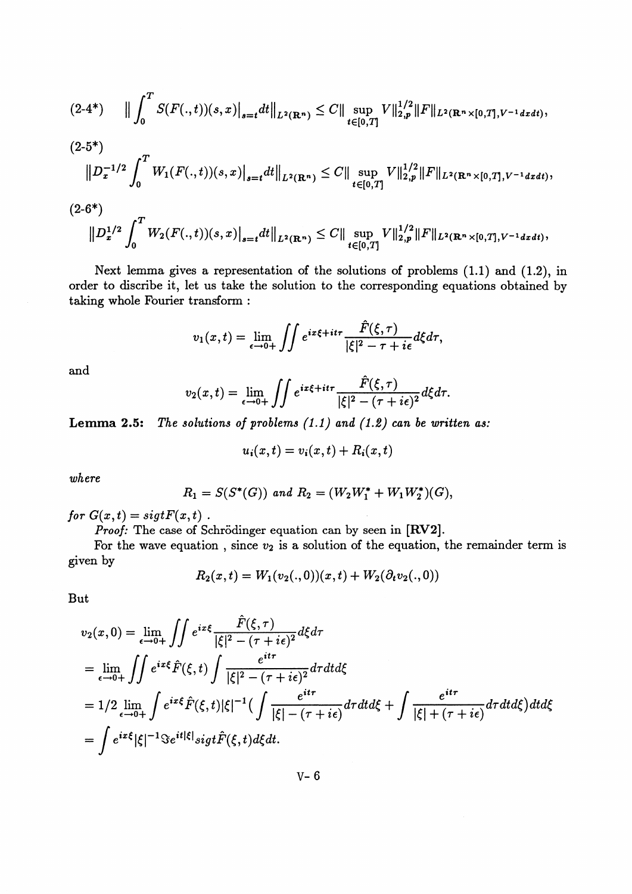$$(2\text{-}4^*) \quad \| \int_0^T S(F(.,t))(s,x)\big|_{s=t} dt\|_{L^2(\mathbf{R}^n)} \leq C\| \sup_{t\in[0,T]} V\|_{2,p}^{1/2} \|F\|_{L^2(\mathbf{R}^n\times[0,T],V^{-1}dxdt)},$$

(2-5*)

$$\|D_x^{-1/2} \int_0^T W_1(F(.,t))(s,x)\big|_{s=t} dt\|_{L^2(\mathbf{R}^n)} \leq C\| \sup_{t\in[0,T]} V\|_{2,p}^{1/2} \|F\|_{L^2(\mathbf{R}^n\times[0,T],V^{-1}dxdt)},$$

(2-6*)

$$\|D_x^{1/2} \int_0^T W_2(F(.,t))(s,x)\big|_{s=t} dt\|_{L^2(\mathbf{R}^n)} \leq C\| \sup_{t\in[0,T]} V\|_{2,p}^{1/2} \|F\|_{L^2(\mathbf{R}^n\times[0,T],V^{-1}dxdt)},$$

Next lemma gives a representation of the solutions of problems (1.1) and (1.2), in order to discribe it, let us take the solution to the corresponding equations obtained by taking whole Fourier transform :

$$v_1(x,t) = \lim_{\epsilon\to 0+} \iint e^{ix\xi+it\tau} \frac{\hat{F}(\xi,\tau)}{|\xi|^2 - \tau + i\epsilon} d\xi d\tau,$$

and

$$v_2(x,t) = \lim_{\epsilon\to 0+} \iint e^{ix\xi+it\tau} \frac{\hat{F}(\xi,\tau)}{|\xi|^2 - (\tau + i\epsilon)^2} d\xi d\tau.$$

**Lemma 2.5:** *The solutions of problems (1.1) and (1.2) can be written as:*

$$u_i(x,t) = v_i(x,t) + R_i(x,t)$$

*where*

$$R_1 = S(S^*(G)) \text{ and } R_2 = (W_2 W_1^* + W_1 W_2^*)(G),$$

*for* $G(x,t) = sigtF(x,t)$ .

*Proof:* The case of Schrödinger equation can by seen in **[RV2]**.

For the wave equation , since $v_2$ is a solution of the equation, the remainder term is given by

$$R_2(x,t) = W_1(v_2(.,0))(x,t) + W_2(\partial_t v_2(.,0))$$

But

$$\begin{aligned}
v_2(x,0) &= \lim_{\epsilon\to 0+} \iint e^{ix\xi} \frac{\hat{F}(\xi,\tau)}{|\xi|^2 - (\tau+i\epsilon)^2} d\xi d\tau \\
&= \lim_{\epsilon\to 0+} \iint e^{ix\xi} \hat{F}(\xi,t) \int \frac{e^{it\tau}}{|\xi|^2 - (\tau+i\epsilon)^2} d\tau dt d\xi \\
&= 1/2 \lim_{\epsilon\to 0+} \int e^{ix\xi} \hat{F}(\xi,t) |\xi|^{-1} \Big( \int \frac{e^{it\tau}}{|\xi| - (\tau+i\epsilon)} d\tau dt d\xi + \int \frac{e^{it\tau}}{|\xi| + (\tau+i\epsilon)} d\tau dt d\xi \Big) dt d\xi \\
&= \int e^{ix\xi} |\xi|^{-1} \Im e^{it|\xi|} sigt \hat{F}(\xi,t) d\xi dt.
\end{aligned}$$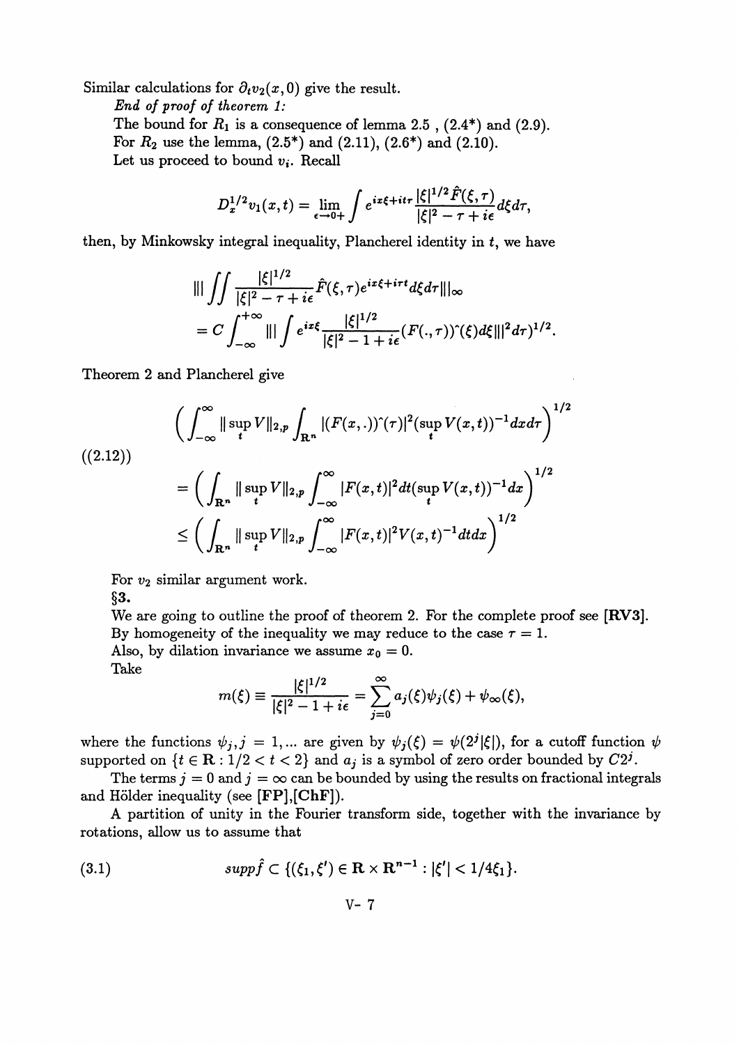Similar calculations for $\partial_t v_2(x,0)$ give the result.

*End of proof of theorem 1:*

The bound for $R_1$ is a consequence of lemma 2.5 , (2.4*) and (2.9).

For $R_2$ use the lemma, (2.5*) and (2.11), (2.6*) and (2.10).

Let us proceed to bound $v_i$. Recall

$$D_x^{1/2} v_1(x,t) = \lim_{\epsilon \to 0+} \int e^{ix\xi + it\tau} \frac{|\xi|^{1/2} \hat{F}(\xi,\tau)}{|\xi|^2 - \tau + i\epsilon} d\xi d\tau,$$

then, by Minkowsky integral inequality, Plancherel identity in $t$, we have

$$\begin{aligned} &||| \iint \frac{|\xi|^{1/2}}{|\xi|^2 - \tau + i\epsilon} \hat{F}(\xi,\tau) e^{ix\xi + i\tau t} d\xi d\tau |||_\infty \\ &= C \int_{-\infty}^{+\infty} ||| \int e^{ix\xi} \frac{|\xi|^{1/2}}{|\xi|^2 - 1 + i\epsilon} (F(.,\tau))\hat{}(\xi) d\xi |||^2 d\tau)^{1/2}. \end{aligned}$$

Theorem 2 and Plancherel give

$$\tag{(2.12)} \begin{aligned} &\left( \int_{-\infty}^{\infty} \| \sup_t V \|_{2,p} \int_{\mathbf{R}^n} |(F(x,.))\hat{}(\tau)|^2 (\sup_t V(x,t))^{-1} dx d\tau \right)^{1/2} \\ &= \left( \int_{\mathbf{R}^n} \| \sup_t V \|_{2,p} \int_{-\infty}^{\infty} |F(x,t)|^2 dt (\sup_t V(x,t))^{-1} dx \right)^{1/2} \\ &\leq \left( \int_{\mathbf{R}^n} \| \sup_t V \|_{2,p} \int_{-\infty}^{\infty} |F(x,t)|^2 V(x,t)^{-1} dt dx \right)^{1/2} \end{aligned}$$

For $v_2$ similar argument work.

§3.

We are going to outline the proof of theorem 2. For the complete proof see **[RV3]**. By homogeneity of the inequality we may reduce to the case $\tau = 1$.

Also, by dilation invariance we assume $x_0 = 0$.

Take

$$m(\xi) \equiv \frac{|\xi|^{1/2}}{|\xi|^2 - 1 + i\epsilon} = \sum_{j=0}^{\infty} a_j(\xi) \psi_j(\xi) + \psi_\infty(\xi),$$

where the functions $\psi_j, j = 1, \ldots$ are given by $\psi_j(\xi) = \psi(2^j|\xi|)$, for a cutoff function $\psi$ supported on $\{t \in \mathbf{R} : 1/2 < t < 2\}$ and $a_j$ is a symbol of zero order bounded by $C2^j$.

The terms $j = 0$ and $j = \infty$ can be bounded by using the results on fractional integrals and Hölder inequality (see **[FP]**,**[ChF]**).

A partition of unity in the Fourier transform side, together with the invariance by rotations, allow us to assume that

$$\tag{3.1} supp \hat{f} \subset \{(\xi_1, \xi') \in \mathbf{R} \times \mathbf{R}^{n-1} : |\xi'| < 1/4\xi_1\}.$$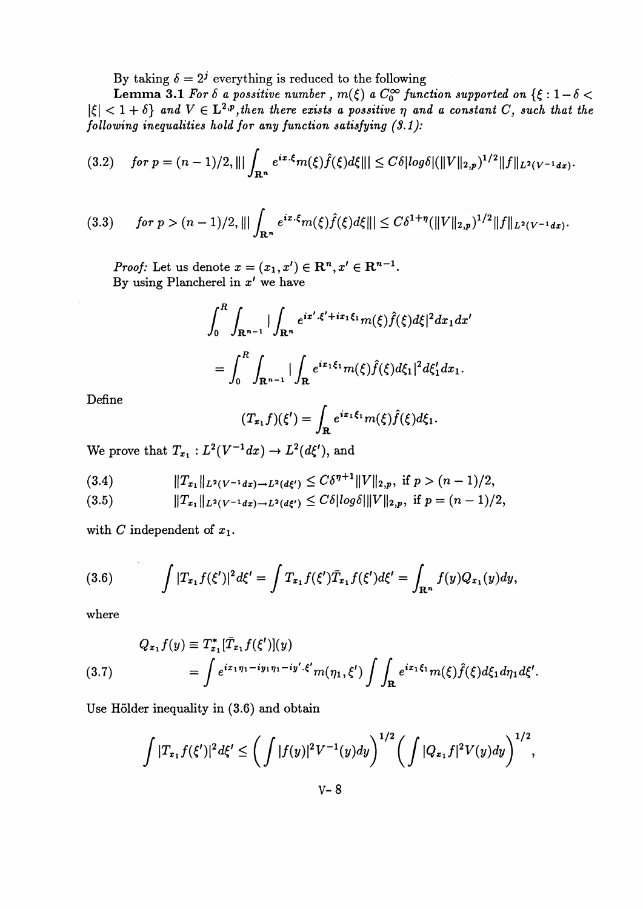By taking $\delta = 2^j$ everything is reduced to the following

**Lemma 3.1** *For $\delta$ a possitive number , $m(\xi)$ a $C_0^\infty$ function supported on $\{\xi : 1-\delta < |\xi| < 1+\delta\}$ and $V \in \mathbf{L}^{2,p}$,then there exists a possitive $\eta$ and a constant $C$, such that the following inequalities hold for any function satisfying (3.1):*

$$\text{(3.2)} \quad \text{for } p = (n-1)/2, \||| \int_{\mathbf{R}^n} e^{ix\cdot\xi} m(\xi)\hat{f}(\xi)d\xi \||| \leq C\delta|log\delta|(\|V\|_{2,p})^{1/2}\|f\|_{L^2(V^{-1}dx)}.$$

$$\text{(3.3)} \quad \text{for } p > (n-1)/2, \||| \int_{\mathbf{R}^n} e^{ix\cdot\xi} m(\xi)\hat{f}(\xi)d\xi \||| \leq C\delta^{1+\eta}(\|V\|_{2,p})^{1/2}\|f\|_{L^2(V^{-1}dx)}.$$

*Proof:* Let us denote $x = (x_1, x') \in \mathbf{R}^n, x' \in \mathbf{R}^{n-1}$.
By using Plancherel in $x'$ we have

$$\int_0^R \int_{\mathbf{R}^{n-1}} |\int_{\mathbf{R}^n} e^{ix'\cdot\xi' + ix_1\xi_1} m(\xi)\hat{f}(\xi)d\xi|^2 dx_1 dx'$$

$$= \int_0^R \int_{\mathbf{R}^{n-1}} |\int_{\mathbf{R}} e^{ix_1\xi_1} m(\xi)\hat{f}(\xi)d\xi_1|^2 d\xi_1' dx_1.$$

Define

$$(T_{x_1}f)(\xi') = \int_{\mathbf{R}} e^{ix_1\xi_1} m(\xi)\hat{f}(\xi)d\xi_1.$$

We prove that $T_{x_1} : L^2(V^{-1}dx) \to L^2(d\xi')$, and

$$\text{(3.4)} \qquad \|T_{x_1}\|_{L^2(V^{-1}dx)\to L^2(d\xi')} \leq C\delta^{\eta+1}\|V\|_{2,p}, \text{ if } p > (n-1)/2,$$

$$\text{(3.5)} \qquad \|T_{x_1}\|_{L^2(V^{-1}dx)\to L^2(d\xi')} \leq C\delta|log\delta|\|V\|_{2,p}, \text{ if } p = (n-1)/2,$$

with $C$ independent of $x_1$.

$$\text{(3.6)} \qquad \int |T_{x_1}f(\xi')|^2 d\xi' = \int T_{x_1}f(\xi')\bar{T}_{x_1}f(\xi')d\xi' = \int_{\mathbf{R}^n} f(y)Q_{x_1}(y)dy,$$

where

$$Q_{x_1}f(y) \equiv T_{x_1}^*[\bar{T}_{x_1}f(\xi')](y)$$

$$\text{(3.7)} \qquad = \int e^{ix_1\eta_1 - iy_1\eta_1 - iy'\cdot\xi'} m(\eta_1, \xi') \int \int_{\mathbf{R}} e^{ix_1\xi_1} m(\xi)\hat{f}(\xi)d\xi_1 d\eta_1 d\xi'.$$

Use Hölder inequality in (3.6) and obtain

$$\int |T_{x_1}f(\xi')|^2 d\xi' \leq \left(\int |f(y)|^2 V^{-1}(y)dy\right)^{1/2} \left(\int |Q_{x_1}f|^2 V(y)dy\right)^{1/2},$$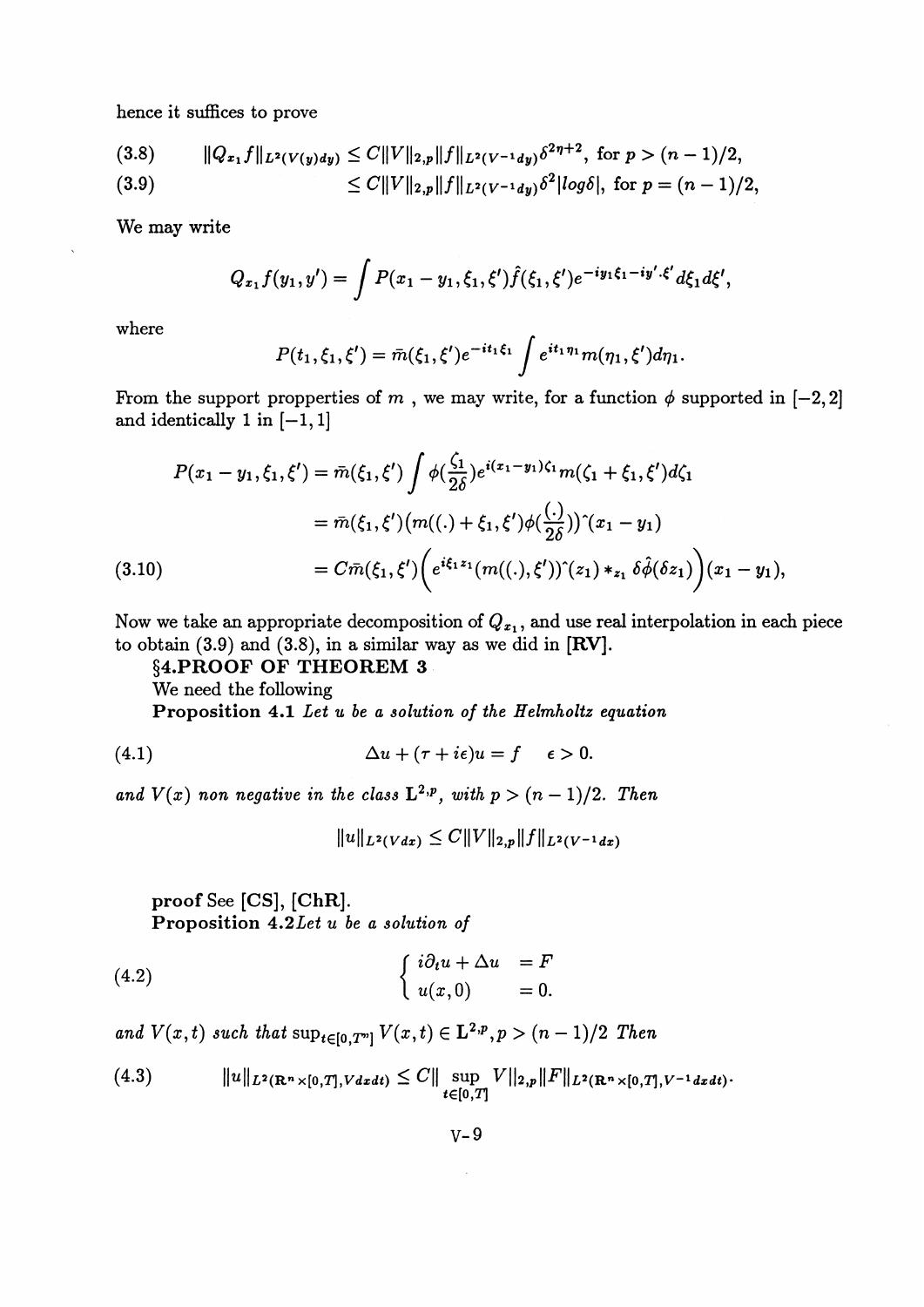hence it suffices to prove

$$\|Q_{x_1}f\|_{L^2(V(y)dy)} \leq C\|V\|_{2,p}\|f\|_{L^2(V^{-1}dy)}\delta^{2\eta+2}, \text{ for } p > (n-1)/2, \tag{3.8}$$

$$\leq C\|V\|_{2,p}\|f\|_{L^2(V^{-1}dy)}\delta^2|log\delta|, \text{ for } p = (n-1)/2, \tag{3.9}$$

We may write

$$Q_{x_1}f(y_1,y') = \int P(x_1 - y_1, \xi_1, \xi')\hat{f}(\xi_1,\xi')e^{-iy_1\xi_1 - iy'.\xi'}d\xi_1 d\xi',$$

where

$$P(t_1,\xi_1,\xi') = \bar{m}(\xi_1,\xi')e^{-it_1\xi_1}\int e^{it_1\eta_1}m(\eta_1,\xi')d\eta_1.$$

From the support propperties of $m$ , we may write, for a function $\phi$ supported in $[-2,2]$ and identically 1 in $[-1,1]$

$$\begin{aligned}
P(x_1 - y_1, \xi_1, \xi') &= \bar{m}(\xi_1,\xi')\int \phi(\frac{\zeta_1}{2\delta})e^{i(x_1-y_1)\zeta_1}m(\zeta_1 + \xi_1,\xi')d\zeta_1 \\
&= \bar{m}(\xi_1,\xi')\big(m((.) + \xi_1,\xi')\phi(\frac{(.)}{2\delta})\big)\hat{}(x_1 - y_1) \\
&= C\bar{m}(\xi_1,\xi')\Big(e^{i\xi_1 z_1}(m((.),\xi'))\hat{}(z_1) *_{z_1} \delta\hat{\phi}(\delta z_1)\Big)(x_1 - y_1),
\end{aligned} \tag{3.10}$$

Now we take an appropriate decomposition of $Q_{x_1}$, and use real interpolation in each piece to obtain (3.9) and (3.8), in a similar way as we did in **[RV]**.

## §4.PROOF OF THEOREM 3

We need the following

**Proposition 4.1** *Let u be a solution of the Helmholtz equation*

$$\Delta u + (\tau + i\epsilon)u = f \quad \epsilon > 0. \tag{4.1}$$

*and $V(x)$ non negative in the class $\mathbf{L}^{2,p}$, with $p > (n-1)/2$. Then*

$$\|u\|_{L^2(Vdx)} \leq C\|V\|_{2,p}\|f\|_{L^2(V^{-1}dx)}$$

**proof** See [CS], [ChR].

**Proposition 4.2** *Let u be a solution of*

$$\begin{cases} i\partial_t u + \Delta u &= F \\ u(x,0) &= 0. \end{cases} \tag{4.2}$$

*and $V(x,t)$ such that $\sup_{t\in[0,T^*]} V(x,t) \in \mathbf{L}^{2,p}, p > (n-1)/2$ Then*

$$\|u\|_{L^2(\mathbf{R}^n\times[0,T],Vdxdt)} \leq C\|\sup_{t\in[0,T]} V\|_{2,p}\|F\|_{L^2(\mathbf{R}^n\times[0,T],V^{-1}dxdt)}. \tag{4.3}$$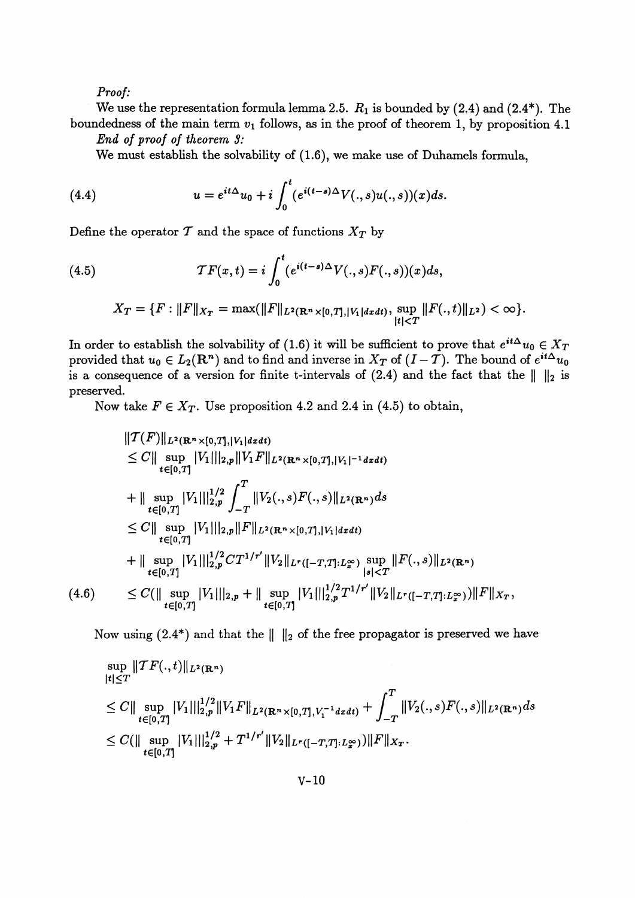*Proof:*

We use the representation formula lemma 2.5. $R_1$ is bounded by (2.4) and (2.4*). The boundedness of the main term $v_1$ follows, as in the proof of theorem 1, by proposition 4.1

*End of proof of theorem 3:*

We must establish the solvability of (1.6), we make use of Duhamels formula,

$$u = e^{it\Delta}u_0 + i\int_0^t (e^{i(t-s)\Delta}V(.,s)u(.,s))(x)ds. \tag{4.4}$$

Define the operator $\mathcal{T}$ and the space of functions $X_T$ by

$$\mathcal{T}F(x,t) = i\int_0^t (e^{i(t-s)\Delta}V(.,s)F(.,s))(x)ds, \tag{4.5}$$

$$X_T = \{F : \|F\|_{X_T} = \max(\|F\|_{L^2(\mathbf{R}^n\times[0,T],|V_1|dxdt)}, \sup_{|t|<T}\|F(.,t)\|_{L^2}) < \infty\}.$$

In order to establish the solvability of (1.6) it will be sufficient to prove that $e^{it\Delta}u_0 \in X_T$ provided that $u_0 \in L_2(\mathbf{R}^n)$ and to find and inverse in $X_T$ of $(I - \mathcal{T})$. The bound of $e^{it\Delta}u_0$ is a consequence of a version for finite t-intervals of (2.4) and the fact that the $\|\ \|_2$ is preserved.

Now take $F \in X_T$. Use proposition 4.2 and 2.4 in (4.5) to obtain,

$$\begin{aligned}
&\|\mathcal{T}(F)\|_{L^2(\mathbf{R}^n\times[0,T],|V_1|dxdt)} \\
&\leq C\|\sup_{t\in[0,T]}|V_1|\|_{2,p}\|V_1F\|_{L^2(\mathbf{R}^n\times[0,T],|V_1|^{-1}dxdt)} \\
&+ \|\sup_{t\in[0,T]}|V_1|\|_{2,p}^{1/2}\int_{-T}^{T}\|V_2(.,s)F(.,s)\|_{L^2(\mathbf{R}^n)}ds \\
&\leq C\|\sup_{t\in[0,T]}|V_1|\|_{2,p}\|F\|_{L^2(\mathbf{R}^n\times[0,T],|V_1|dxdt)} \\
&+ \|\sup_{t\in[0,T]}|V_1|\|_{2,p}^{1/2}CT^{1/r'}\|V_2\|_{L^r([-T,T]:L_x^\infty)}\sup_{|s|<T}\|F(.,s)\|_{L^2(\mathbf{R}^n)} \\
&\leq C(\|\sup_{t\in[0,T]}|V_1|\|_{2,p} + \|\sup_{t\in[0,T]}|V_1|\|_{2,p}^{1/2}T^{1/r'}\|V_2\|_{L^r([-T,T]:L_x^\infty)})\|F\|_{X_T},
\end{aligned} \tag{4.6}$$

Now using (2.4*) and that the $\|\ \|_2$ of the free propagator is preserved we have

$$\begin{aligned}
&\sup_{|t|\leq T}\|\mathcal{T}F(.,t)\|_{L^2(\mathbf{R}^n)} \\
&\leq C\|\sup_{t\in[0,T]}|V_1|\|_{2,p}^{1/2}\|V_1F\|_{L^2(\mathbf{R}^n\times[0,T],V_1^{-1}dxdt)} + \int_{-T}^{T}\|V_2(.,s)F(.,s)\|_{L^2(\mathbf{R}^n)}ds \\
&\leq C(\|\sup_{t\in[0,T]}|V_1|\|_{2,p}^{1/2} + T^{1/r'}\|V_2\|_{L^r([-T,T]:L_x^\infty)})\|F\|_{X_T}.
\end{aligned}$$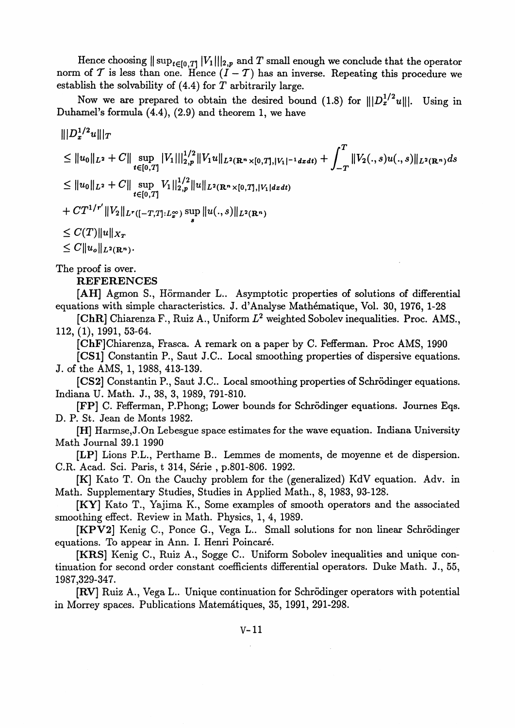Hence choosing $\| \sup_{t\in[0,T]} |V_1| \|_{2,p}$ and $T$ small enough we conclude that the operator norm of $\mathcal{T}$ is less than one. Hence $(I - \mathcal{T})$ has an inverse. Repeating this procedure we establish the solvability of (4.4) for $T$ arbitrarily large.

Now we are prepared to obtain the desired bound (1.8) for $|||D_x^{1/2}u|||$. Using in Duhamel's formula (4.4), (2.9) and theorem 1, we have

$$
\begin{aligned}
&|||D_x^{1/2}u|||_T \\
&\leq \|u_0\|_{L^2} + C\| \sup_{t\in[0,T]} |V_1| \|_{2,p}^{1/2} \|V_1 u\|_{L^2(\mathbf{R}^n \times [0,T], |V_1|^{-1} dxdt)} + \int_{-T}^{T} \|V_2(.,s)u(.,s)\|_{L^2(\mathbf{R}^n)} ds \\
&\leq \|u_0\|_{L^2} + C\| \sup_{t\in[0,T]} V_1 \|_{2,p}^{1/2} \|u\|_{L^2(\mathbf{R}^n \times [0,T], |V_1| dxdt)} \\
&+ CT^{1/r'} \|V_2\|_{L^r([-T,T]:L_x^\infty)} \sup_s \|u(.,s)\|_{L^2(\mathbf{R}^n)} \\
&\leq C(T) \|u\|_{X_T} \\
&\leq C\|u_o\|_{L^2(\mathbf{R}^n)}.
\end{aligned}
$$

The proof is over.

**REFERENCES**

[AH] Agmon S., Hörmander L.. Asymptotic properties of solutions of differential equations with simple characteristics. J. d'Analyse Mathématique, Vol. 30, 1976, 1-28

[ChR] Chiarenza F., Ruiz A., Uniform $L^2$ weighted Sobolev inequalities. Proc. AMS., 112, (1), 1991, 53-64.

[ChF]Chiarenza, Frasca. A remark on a paper by C. Fefferman. Proc AMS, 1990

[CS1] Constantin P., Saut J.C.. Local smoothing properties of dispersive equations. J. of the AMS, 1, 1988, 413-139.

[CS2] Constantin P., Saut J.C.. Local smoothing properties of Schrödinger equations. Indiana U. Math. J., 38, 3, 1989, 791-810.

[FP] C. Fefferman, P.Phong; Lower bounds for Schrödinger equations. Journes Eqs. D. P. St. Jean de Monts 1982.

[H] Harmse,J.On Lebesgue space estimates for the wave equation. Indiana University Math Journal 39.1 1990

[LP] Lions P.L., Perthame B.. Lemmes de moments, de moyenne et de dispersion. C.R. Acad. Sci. Paris, t 314, Série , p.801-806. 1992.

[K] Kato T. On the Cauchy problem for the (generalized) KdV equation. Adv. in Math. Supplementary Studies, Studies in Applied Math., 8, 1983, 93-128.

[KY] Kato T., Yajima K., Some examples of smooth operators and the associated smoothing effect. Review in Math. Physics, 1, 4, 1989.

[KPV2] Kenig C., Ponce G., Vega L.. Small solutions for non linear Schrödinger equations. To appear in Ann. I. Henri Poincaré.

[KRS] Kenig C., Ruiz A., Sogge C.. Uniform Sobolev inequalities and unique continuation for second order constant coefficients differential operators. Duke Math. J., 55, 1987,329-347.

[RV] Ruiz A., Vega L.. Unique continuation for Schrödinger operators with potential in Morrey spaces. Publications Matemátiques, 35, 1991, 291-298.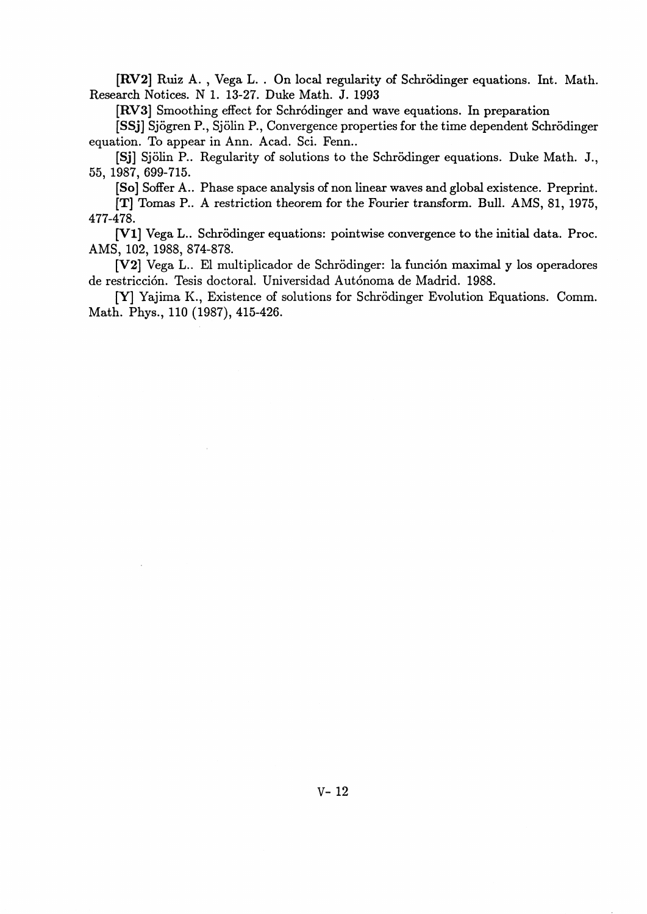**[RV2]** Ruiz A. , Vega L. . On local regularity of Schrödinger equations. Int. Math. Research Notices. N 1. 13-27. Duke Math. J. 1993

**[RV3]** Smoothing effect for Schrödinger and wave equations. In preparation

**[SSj]** Sjögren P., Sjölin P., Convergence properties for the time dependent Schrödinger equation. To appear in Ann. Acad. Sci. Fenn..

**[Sj]** Sjölin P.. Regularity of solutions to the Schrödinger equations. Duke Math. J., 55, 1987, 699-715.

**[So]** Soffer A.. Phase space analysis of non linear waves and global existence. Preprint.

**[T]** Tomas P.. A restriction theorem for the Fourier transform. Bull. AMS, 81, 1975, 477-478.

**[V1]** Vega L.. Schrödinger equations: pointwise convergence to the initial data. Proc. AMS, 102, 1988, 874-878.

**[V2]** Vega L.. El multiplicador de Schrödinger: la función maximal y los operadores de restricción. Tesis doctoral. Universidad Autónoma de Madrid. 1988.

**[Y]** Yajima K., Existence of solutions for Schrödinger Evolution Equations. Comm. Math. Phys., 110 (1987), 415-426.